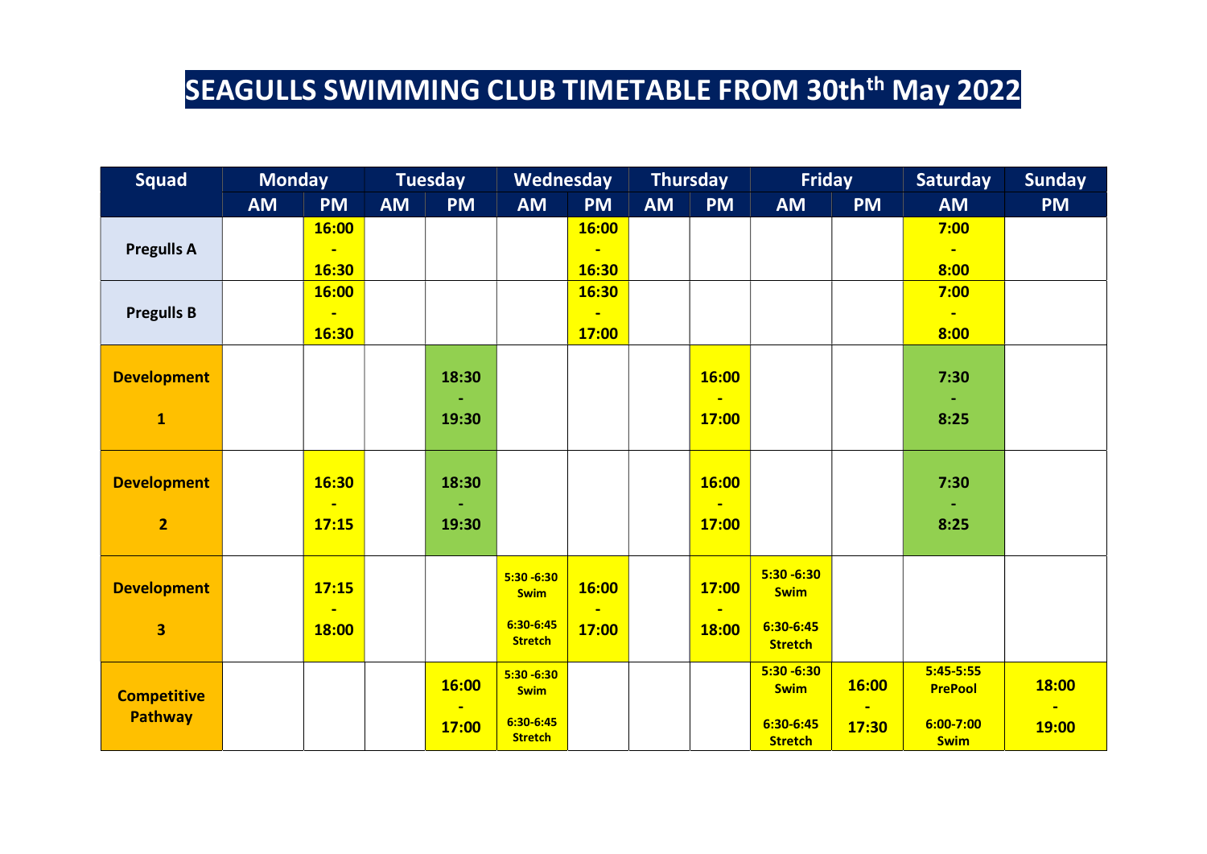# SEAGULLS SWIMMING CLUB TIMETABLE FROM 30th[th] May 2022

| Squad | Monday | | Tuesday | | Wednesday | | Thursday | | Friday | | Saturday | Sunday |
|---|---|---|---|---|---|---|---|---|---|---|---|---|
| | AM | PM | AM | PM | AM | PM | AM | PM | AM | PM | AM | PM |
| **Pregulls A** | | 16:00 - 16:30 | | | | 16:00 - 16:30 | | | | | 7:00 - 8:00 | |
| **Pregulls B** | | 16:00 - 16:30 | | | | 16:30 - 17:00 | | | | | 7:00 - 8:00 | |
| **Development 1** | | | | 18:30 - 19:30 | | | | 16:00 - 17:00 | | | 7:30 - 8:25 | |
| **Development 2** | | 16:30 - 17:15 | | 18:30 - 19:30 | | | | 16:00 - 17:00 | | | 7:30 - 8:25 | |
| **Development 3** | | 17:15 - 18:00 | | | 5:30 -6:30 Swim 6:30-6:45 Stretch | 16:00 - 17:00 | | 17:00 - 18:00 | 5:30 -6:30 Swim 6:30-6:45 Stretch | | | |
| **Competitive Pathway** | | | | 16:00 - 17:00 | 5:30 -6:30 Swim 6:30-6:45 Stretch | | | | 5:30 -6:30 Swim 6:30-6:45 Stretch | 16:00 - 17:30 | 5:45-5:55 PrePool 6:00-7:00 Swim | 18:00 - 19:00 |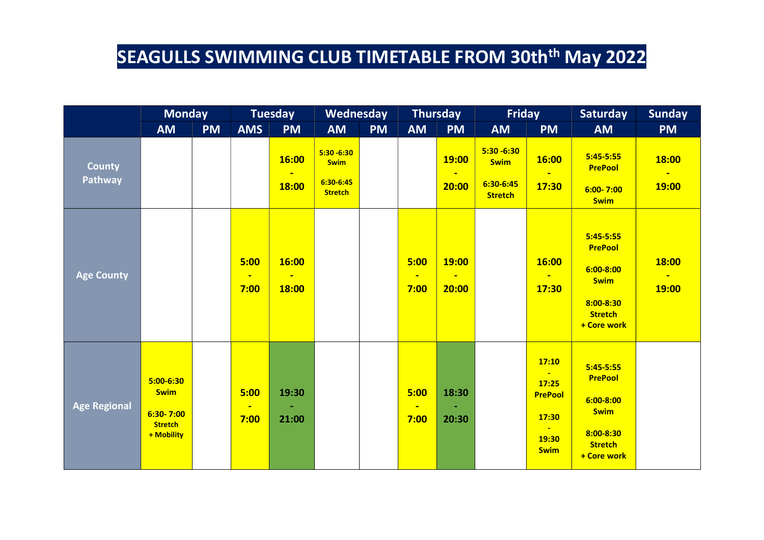# SEAGULLS SWIMMING CLUB TIMETABLE FROM 30th[th] May 2022

| | Monday | | Tuesday | | Wednesday | | Thursday | | Friday | | Saturday | Sunday |
|---|---|---|---|---|---|---|---|---|---|---|---|---|
| | AM | PM | AMS | PM | AM | PM | AM | PM | AM | PM | AM | PM |
| County Pathway | | | | 16:00 - 18:00 | 5:30 -6:30 Swim 6:30-6:45 Stretch | | | 19:00 - 20:00 | 5:30 -6:30 Swim 6:30-6:45 Stretch | 16:00 - 17:30 | 5:45-5:55 PrePool 6:00- 7:00 Swim | 18:00 - 19:00 |
| Age County | | | 5:00 - 7:00 | 16:00 - 18:00 | | | 5:00 - 7:00 | 19:00 - 20:00 | | 16:00 - 17:30 | 5:45-5:55 PrePool 6:00-8:00 Swim 8:00-8:30 Stretch + Core work | 18:00 - 19:00 |
| Age Regional | 5:00-6:30 Swim 6:30- 7:00 Stretch + Mobility | | 5:00 - 7:00 | 19:30 - 21:00 | | | 5:00 - 7:00 | 18:30 - 20:30 | | 17:10 - 17:25 PrePool 17:30 - 19:30 Swim | 5:45-5:55 PrePool 6:00-8:00 Swim 8:00-8:30 Stretch + Core work | |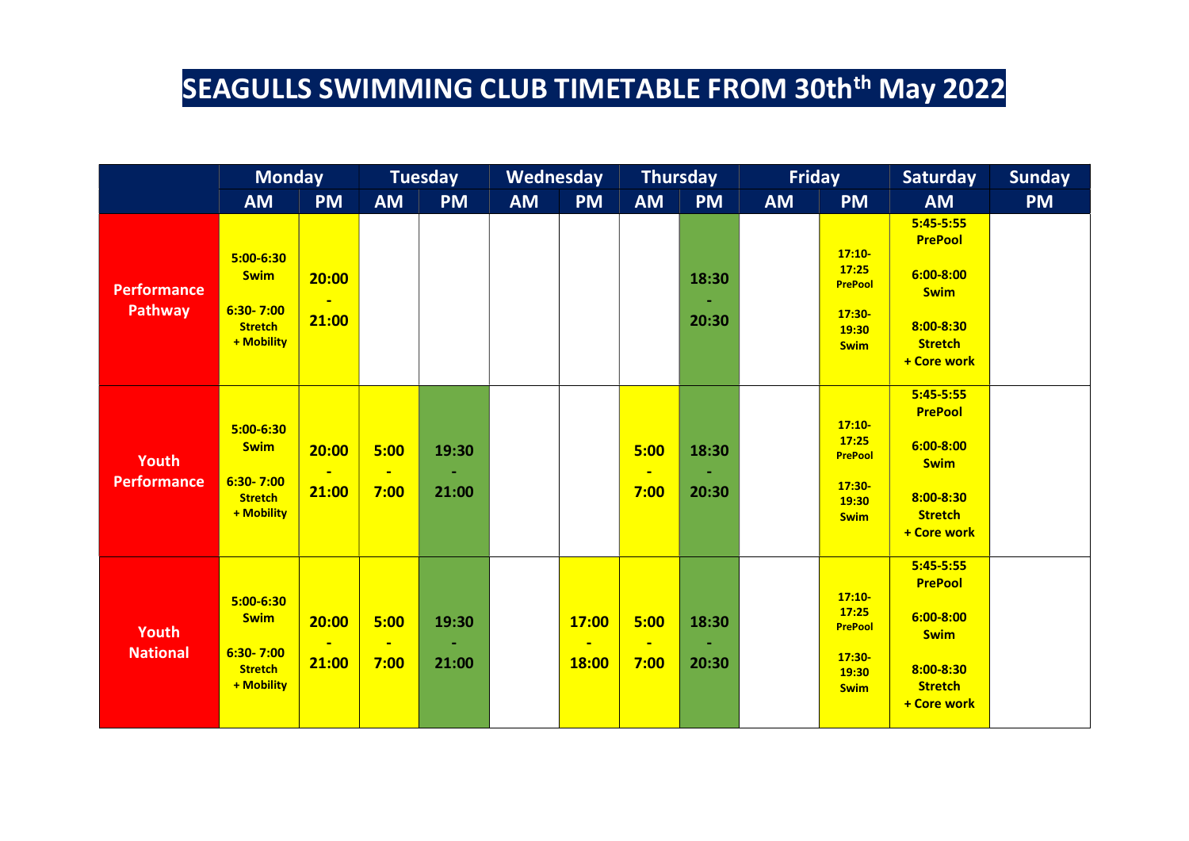# SEAGULLS SWIMMING CLUB TIMETABLE FROM 30th[th] May 2022

| | Monday | | Tuesday | | Wednesday | | Thursday | | Friday | | Saturday | Sunday |
|---|---|---|---|---|---|---|---|---|---|---|---|---|
| | AM | PM | AM | PM | AM | PM | AM | PM | AM | PM | AM | PM |
| **Performance Pathway** | 5:00-6:30 Swim<br><br>6:30- 7:00 Stretch + Mobility | 20:00 - 21:00 | | | | | | 18:30 - 20:30 | | 17:10-17:25 PrePool<br><br>17:30-19:30 Swim | 5:45-5:55 PrePool<br><br>6:00-8:00 Swim<br><br>8:00-8:30 Stretch + Core work | |
| **Youth Performance** | 5:00-6:30 Swim<br><br>6:30- 7:00 Stretch + Mobility | 20:00 - 21:00 | 5:00 - 7:00 | 19:30 - 21:00 | | | 5:00 - 7:00 | 18:30 - 20:30 | | 17:10-17:25 PrePool<br><br>17:30-19:30 Swim | 5:45-5:55 PrePool<br><br>6:00-8:00 Swim<br><br>8:00-8:30 Stretch + Core work | |
| **Youth National** | 5:00-6:30 Swim<br><br>6:30- 7:00 Stretch + Mobility | 20:00 - 21:00 | 5:00 - 7:00 | 19:30 - 21:00 | | 17:00 - 18:00 | 5:00 - 7:00 | 18:30 - 20:30 | | 17:10-17:25 PrePool<br><br>17:30-19:30 Swim | 5:45-5:55 PrePool<br><br>6:00-8:00 Swim<br><br>8:00-8:30 Stretch + Core work | |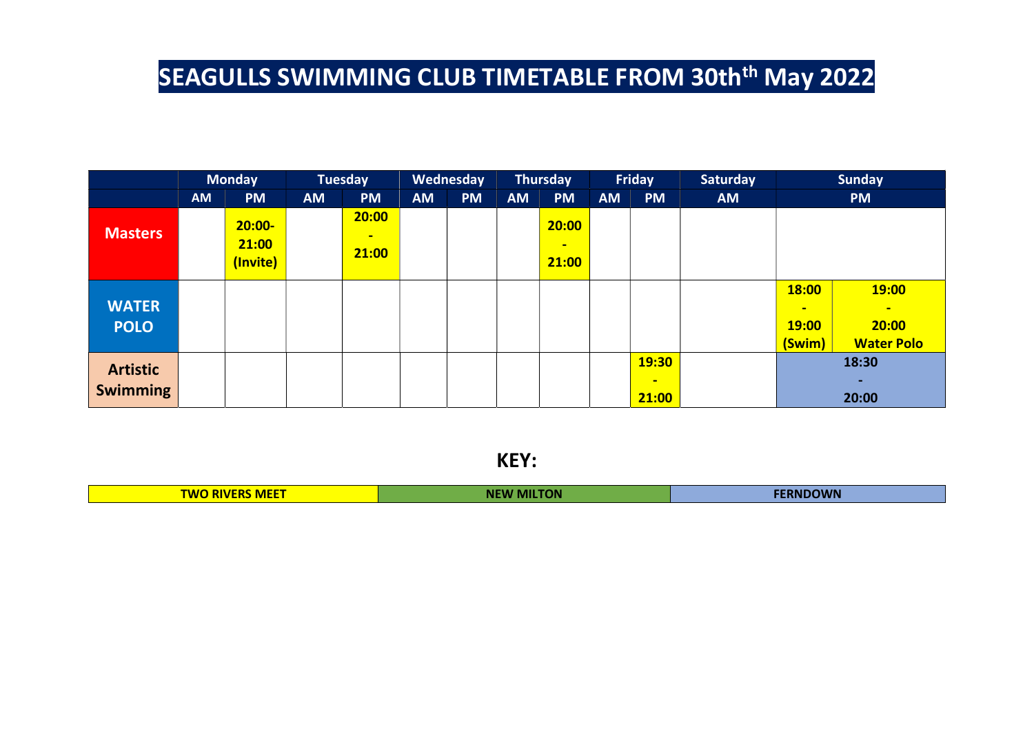# SEAGULLS SWIMMING CLUB TIMETABLE FROM 30th[th] May 2022

| | Monday | | Tuesday | | Wednesday | | Thursday | | Friday | | Saturday | Sunday | |
|---|---|---|---|---|---|---|---|---|---|---|---|---|---|
| | AM | PM | AM | PM | AM | PM | AM | PM | AM | PM | AM | PM | |
| **Masters** | | 20:00-21:00 (Invite) | | 20:00 - 21:00 | | | | 20:00 - 21:00 | | | | | |
| **WATER POLO** | | | | | | | | | | | | 18:00 - 19:00 (Swim) | 19:00 - 20:00 Water Polo |
| **Artistic Swimming** | | | | | | | | | | 19:30 - 21:00 | | 18:30 - 20:00 | |

## KEY:

| TWO RIVERS MEET | NEW MILTON | FERNDOWN |
|---|---|---|